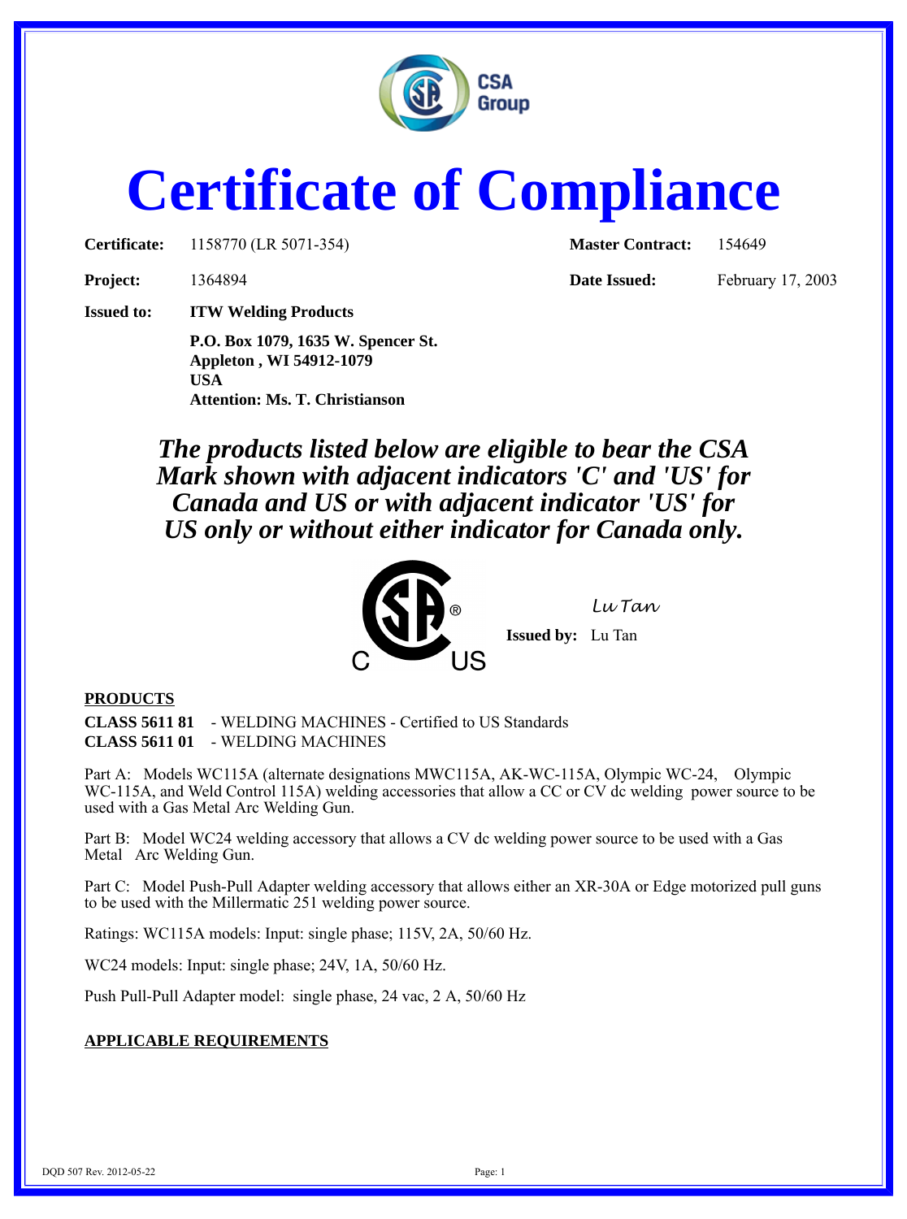# Certificate of Compliance

| | | | |
|---|---|---|---|
| **Certificate:** | 1158770 (LR 5071-354) | **Master Contract:** | 154649 |
| **Project:** | 1364894 | **Date Issued:** | February 17, 2003 |

**Issued to:** **ITW Welding Products**
**P.O. Box 1079, 1635 W. Spencer St.**
**Appleton , WI 54912-1079**
**USA**
**Attention: Ms. T. Christianson**

***The products listed below are eligible to bear the CSA Mark shown with adjacent indicators 'C' and 'US' for Canada and US or with adjacent indicator 'US' for US only or without either indicator for Canada only.***

Lu Tan

**Issued by:** Lu Tan

**PRODUCTS**

**CLASS 5611 81** - WELDING MACHINES - Certified to US Standards
**CLASS 5611 01** - WELDING MACHINES

Part A: Models WC115A (alternate designations MWC115A, AK-WC-115A, Olympic WC-24, Olympic WC-115A, and Weld Control 115A) welding accessories that allow a CC or CV dc welding power source to be used with a Gas Metal Arc Welding Gun.

Part B: Model WC24 welding accessory that allows a CV dc welding power source to be used with a Gas Metal Arc Welding Gun.

Part C: Model Push-Pull Adapter welding accessory that allows either an XR-30A or Edge motorized pull guns to be used with the Millermatic 251 welding power source.

Ratings: WC115A models: Input: single phase; 115V, 2A, 50/60 Hz.

WC24 models: Input: single phase; 24V, 1A, 50/60 Hz.

Push Pull-Pull Adapter model: single phase, 24 vac, 2 A, 50/60 Hz

**APPLICABLE REQUIREMENTS**

DQD 507 Rev. 2012-05-22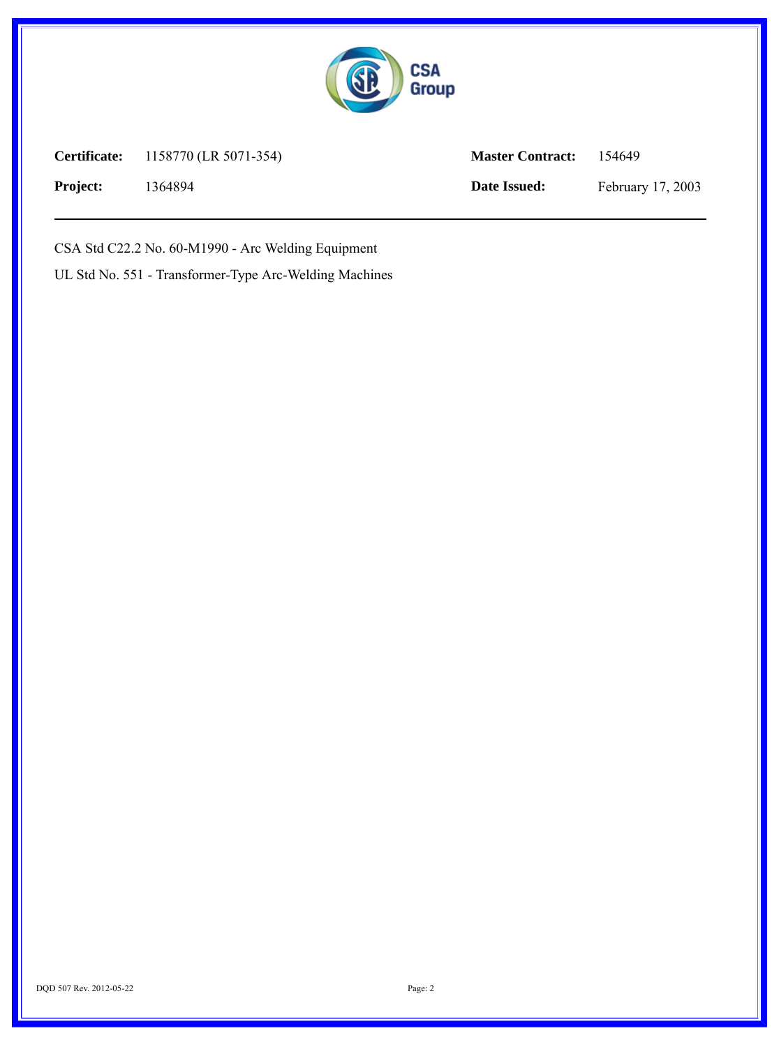| | | | |
|---|---|---|---|
| **Certificate:** | 1158770 (LR 5071-354) | **Master Contract:** | 154649 |
| **Project:** | 1364894 | **Date Issued:** | February 17, 2003 |

---

CSA Std C22.2 No. 60-M1990 - Arc Welding Equipment

UL Std No. 551 - Transformer-Type Arc-Welding Machines

DQD 507 Rev. 2012-05-22